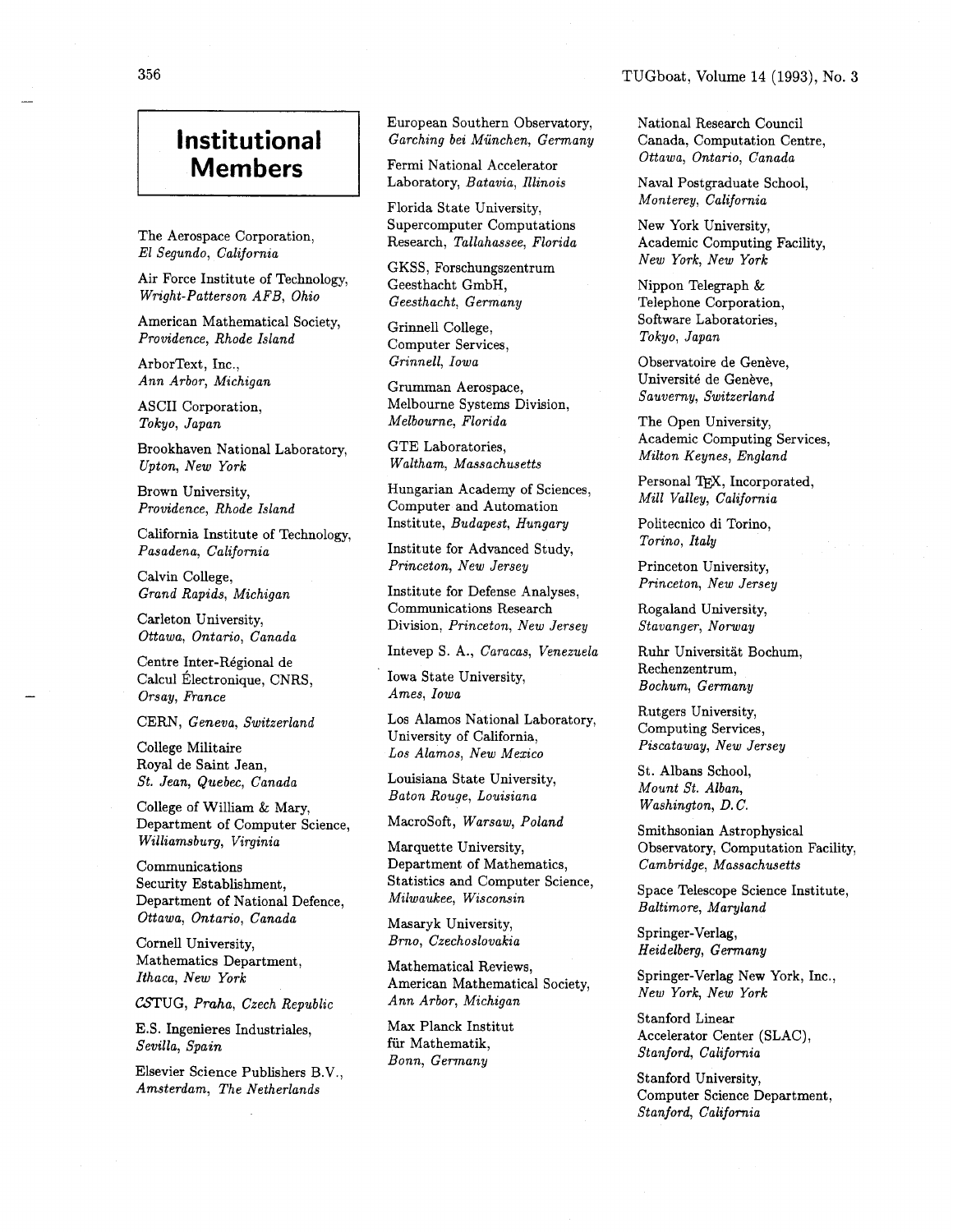# Institutional Members

The Aerospace Corporation,
*El Segundo, California*

Air Force Institute of Technology,
*Wright-Patterson AFB, Ohio*

American Mathematical Society,
*Providence, Rhode Island*

ArborText, Inc.,
*Ann Arbor, Michigan*

ASCII Corporation,
*Tokyo, Japan*

Brookhaven National Laboratory,
*Upton, New York*

Brown University,
*Providence, Rhode Island*

California Institute of Technology,
*Pasadena, California*

Calvin College,
*Grand Rapids, Michigan*

Carleton University,
*Ottawa, Ontario, Canada*

Centre Inter-Régional de Calcul Électronique, CNRS,
*Orsay, France*

CERN, *Geneva, Switzerland*

College Militaire Royal de Saint Jean,
*St. Jean, Quebec, Canada*

College of William & Mary,
Department of Computer Science,
*Williamsburg, Virginia*

Communications Security Establishment,
Department of National Defence,
*Ottawa, Ontario, Canada*

Cornell University,
Mathematics Department,
*Ithaca, New York*

CSTUG, *Praha, Czech Republic*

E.S. Ingenieres Industriales,
*Sevilla, Spain*

Elsevier Science Publishers B.V.,
*Amsterdam, The Netherlands*

European Southern Observatory,
*Garching bei München, Germany*

Fermi National Accelerator Laboratory, *Batavia, Illinois*

Florida State University,
Supercomputer Computations Research, *Tallahassee, Florida*

GKSS, Forschungszentrum Geesthacht GmbH,
*Geesthacht, Germany*

Grinnell College,
Computer Services,
*Grinnell, Iowa*

Grumman Aerospace,
Melbourne Systems Division,
*Melbourne, Florida*

GTE Laboratories,
*Waltham, Massachusetts*

Hungarian Academy of Sciences,
Computer and Automation Institute, *Budapest, Hungary*

Institute for Advanced Study,
*Princeton, New Jersey*

Institute for Defense Analyses,
Communications Research Division, *Princeton, New Jersey*

Intevep S. A., *Caracas, Venezuela*

Iowa State University,
*Ames, Iowa*

Los Alamos National Laboratory,
University of California,
*Los Alamos, New Mexico*

Louisiana State University,
*Baton Rouge, Louisiana*

MacroSoft, *Warsaw, Poland*

Marquette University,
Department of Mathematics, Statistics and Computer Science,
*Milwaukee, Wisconsin*

Masaryk University,
*Brno, Czechoslovakia*

Mathematical Reviews,
American Mathematical Society,
*Ann Arbor, Michigan*

Max Planck Institut für Mathematik,
*Bonn, Germany*

National Research Council Canada, Computation Centre,
*Ottawa, Ontario, Canada*

Naval Postgraduate School,
*Monterey, California*

New York University,
Academic Computing Facility,
*New York, New York*

Nippon Telegraph & Telephone Corporation,
Software Laboratories,
*Tokyo, Japan*

Observatoire de Genève,
Université de Genève,
*Sauverny, Switzerland*

The Open University,
Academic Computing Services,
*Milton Keynes, England*

Personal TEX, Incorporated,
*Mill Valley, California*

Politecnico di Torino,
*Torino, Italy*

Princeton University,
*Princeton, New Jersey*

Rogaland University,
*Stavanger, Norway*

Ruhr Universität Bochum,
Rechenzentrum,
*Bochum, Germany*

Rutgers University,
Computing Services,
*Piscataway, New Jersey*

St. Albans School,
*Mount St. Alban, Washington, D.C.*

Smithsonian Astrophysical Observatory, Computation Facility,
*Cambridge, Massachusetts*

Space Telescope Science Institute,
*Baltimore, Maryland*

Springer-Verlag,
*Heidelberg, Germany*

Springer-Verlag New York, Inc.,
*New York, New York*

Stanford Linear Accelerator Center (SLAC),
*Stanford, California*

Stanford University,
Computer Science Department,
*Stanford, California*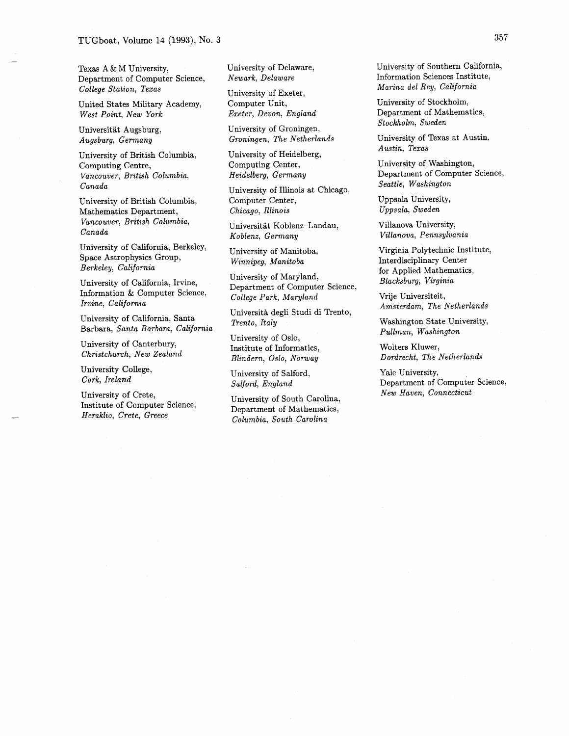Texas A & M University,
Department of Computer Science,
*College Station, Texas*

United States Military Academy,
*West Point, New York*

Universität Augsburg,
*Augsburg, Germany*

University of British Columbia,
Computing Centre,
*Vancouver, British Columbia, Canada*

University of British Columbia,
Mathematics Department,
*Vancouver, British Columbia, Canada*

University of California, Berkeley,
Space Astrophysics Group,
*Berkeley, California*

University of California, Irvine,
Information & Computer Science,
*Irvine, California*

University of California, Santa Barbara, *Santa Barbara, California*

University of Canterbury,
*Christchurch, New Zealand*

University College,
*Cork, Ireland*

University of Crete,
Institute of Computer Science,
*Heraklio, Crete, Greece*

University of Delaware,
*Newark, Delaware*

University of Exeter,
Computer Unit,
*Exeter, Devon, England*

University of Groningen,
*Groningen, The Netherlands*

University of Heidelberg,
Computing Center,
*Heidelberg, Germany*

University of Illinois at Chicago,
Computer Center,
*Chicago, Illinois*

Universität Koblenz–Landau,
*Koblenz, Germany*

University of Manitoba,
*Winnipeg, Manitoba*

University of Maryland,
Department of Computer Science,
*College Park, Maryland*

Università degli Studi di Trento,
*Trento, Italy*

University of Oslo,
Institute of Informatics,
*Blindern, Oslo, Norway*

University of Salford,
*Salford, England*

University of South Carolina,
Department of Mathematics,
*Columbia, South Carolina*

University of Southern California,
Information Sciences Institute,
*Marina del Rey, California*

University of Stockholm,
Department of Mathematics,
*Stockholm, Sweden*

University of Texas at Austin,
*Austin, Texas*

University of Washington,
Department of Computer Science,
*Seattle, Washington*

Uppsala University,
*Uppsala, Sweden*

Villanova University,
*Villanova, Pennsylvania*

Virginia Polytechnic Institute,
Interdisciplinary Center
for Applied Mathematics,
*Blacksburg, Virginia*

Vrije Universiteit,
*Amsterdam, The Netherlands*

Washington State University,
*Pullman, Washington*

Wolters Kluwer,
*Dordrecht, The Netherlands*

Yale University,
Department of Computer Science,
*New Haven, Connecticut*